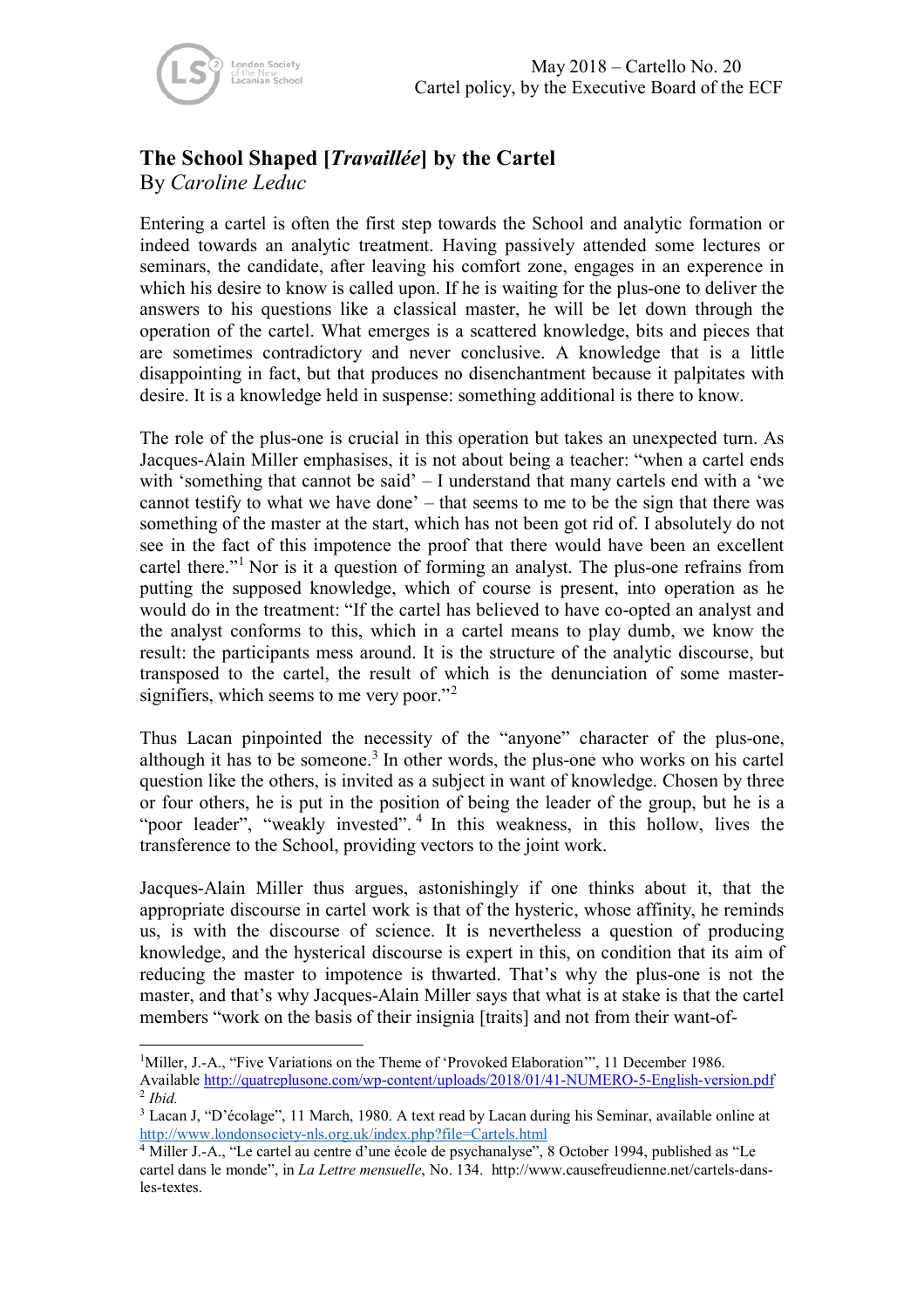May 2018 – Cartello No. 20
Cartel policy, by the Executive Board of the ECF

# The School Shaped [*Travaillée*] by the Cartel

By *Caroline Leduc*

Entering a cartel is often the first step towards the School and analytic formation or indeed towards an analytic treatment. Having passively attended some lectures or seminars, the candidate, after leaving his comfort zone, engages in an experence in which his desire to know is called upon. If he is waiting for the plus-one to deliver the answers to his questions like a classical master, he will be let down through the operation of the cartel. What emerges is a scattered knowledge, bits and pieces that are sometimes contradictory and never conclusive. A knowledge that is a little disappointing in fact, but that produces no disenchantment because it palpitates with desire. It is a knowledge held in suspense: something additional is there to know.

The role of the plus-one is crucial in this operation but takes an unexpected turn. As Jacques-Alain Miller emphasises, it is not about being a teacher: "when a cartel ends with 'something that cannot be said' – I understand that many cartels end with a 'we cannot testify to what we have done' – that seems to me to be the sign that there was something of the master at the start, which has not been got rid of. I absolutely do not see in the fact of this impotence the proof that there would have been an excellent cartel there."[1] Nor is it a question of forming an analyst. The plus-one refrains from putting the supposed knowledge, which of course is present, into operation as he would do in the treatment: "If the cartel has believed to have co-opted an analyst and the analyst conforms to this, which in a cartel means to play dumb, we know the result: the participants mess around. It is the structure of the analytic discourse, but transposed to the cartel, the result of which is the denunciation of some master-signifiers, which seems to me very poor."[2]

Thus Lacan pinpointed the necessity of the "anyone" character of the plus-one, although it has to be someone.[3] In other words, the plus-one who works on his cartel question like the others, is invited as a subject in want of knowledge. Chosen by three or four others, he is put in the position of being the leader of the group, but he is a "poor leader", "weakly invested".[4] In this weakness, in this hollow, lives the transference to the School, providing vectors to the joint work.

Jacques-Alain Miller thus argues, astonishingly if one thinks about it, that the appropriate discourse in cartel work is that of the hysteric, whose affinity, he reminds us, is with the discourse of science. It is nevertheless a question of producing knowledge, and the hysterical discourse is expert in this, on condition that its aim of reducing the master to impotence is thwarted. That's why the plus-one is not the master, and that's why Jacques-Alain Miller says that what is at stake is that the cartel members "work on the basis of their insignia [traits] and not from their want-of-

---

[1] Miller, J.-A., "Five Variations on the Theme of 'Provoked Elaboration'", 11 December 1986. Available http://quatreplusone.com/wp-content/uploads/2018/01/41-NUMERO-5-English-version.pdf

[2] *Ibid.*

[3] Lacan J, "D'écolage", 11 March, 1980. A text read by Lacan during his Seminar, available online at http://www.londonsociety-nls.org.uk/index.php?file=Cartels.html

[4] Miller J.-A., "Le cartel au centre d'une école de psychanalyse", 8 October 1994, published as "Le cartel dans le monde", in *La Lettre mensuelle*, No. 134. http://www.causefreudienne.net/cartels-dans-les-textes.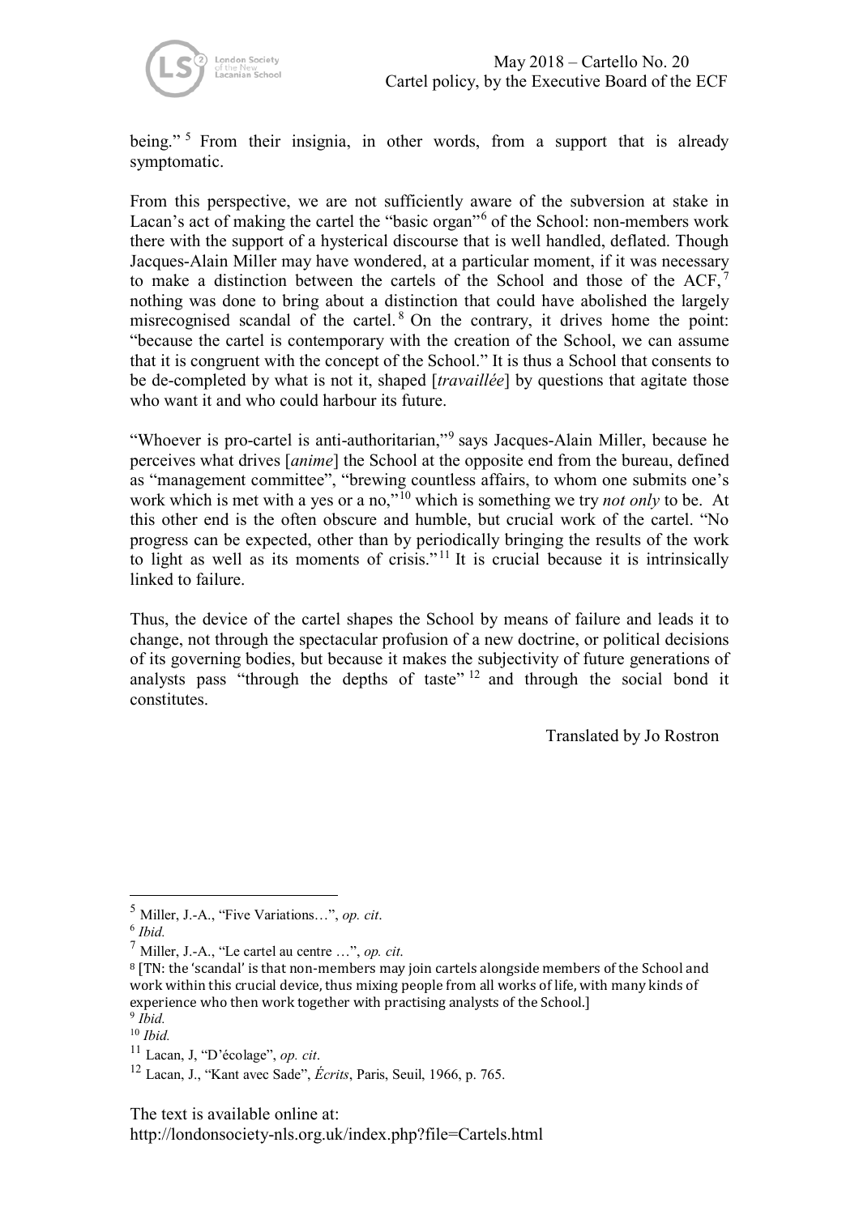being."[5] From their insignia, in other words, from a support that is already symptomatic.

From this perspective, we are not sufficiently aware of the subversion at stake in Lacan's act of making the cartel the "basic organ"[6] of the School: non-members work there with the support of a hysterical discourse that is well handled, deflated. Though Jacques-Alain Miller may have wondered, at a particular moment, if it was necessary to make a distinction between the cartels of the School and those of the ACF,[7] nothing was done to bring about a distinction that could have abolished the largely misrecognised scandal of the cartel.[8] On the contrary, it drives home the point: "because the cartel is contemporary with the creation of the School, we can assume that it is congruent with the concept of the School." It is thus a School that consents to be de-completed by what is not it, shaped [*travaillée*] by questions that agitate those who want it and who could harbour its future.

"Whoever is pro-cartel is anti-authoritarian,"[9] says Jacques-Alain Miller, because he perceives what drives [*anime*] the School at the opposite end from the bureau, defined as "management committee", "brewing countless affairs, to whom one submits one's work which is met with a yes or a no,"[10] which is something we try *not only* to be. At this other end is the often obscure and humble, but crucial work of the cartel. "No progress can be expected, other than by periodically bringing the results of the work to light as well as its moments of crisis."[11] It is crucial because it is intrinsically linked to failure.

Thus, the device of the cartel shapes the School by means of failure and leads it to change, not through the spectacular profusion of a new doctrine, or political decisions of its governing bodies, but because it makes the subjectivity of future generations of analysts pass "through the depths of taste"[12] and through the social bond it constitutes.

Translated by Jo Rostron

---

[5] Miller, J.-A., "Five Variations…", *op. cit*.

[6] *Ibid.*

[7] Miller, J.-A., "Le cartel au centre …", *op. cit.*

[8] [TN: the 'scandal' is that non-members may join cartels alongside members of the School and work within this crucial device, thus mixing people from all works of life, with many kinds of experience who then work together with practising analysts of the School.]

[9] *Ibid.*

[10] *Ibid.*

[11] Lacan, J, "D'écolage", *op. cit*.

[12] Lacan, J., "Kant avec Sade", *Écrits*, Paris, Seuil, 1966, p. 765.

The text is available online at:
http://londonsociety-nls.org.uk/index.php?file=Cartels.html